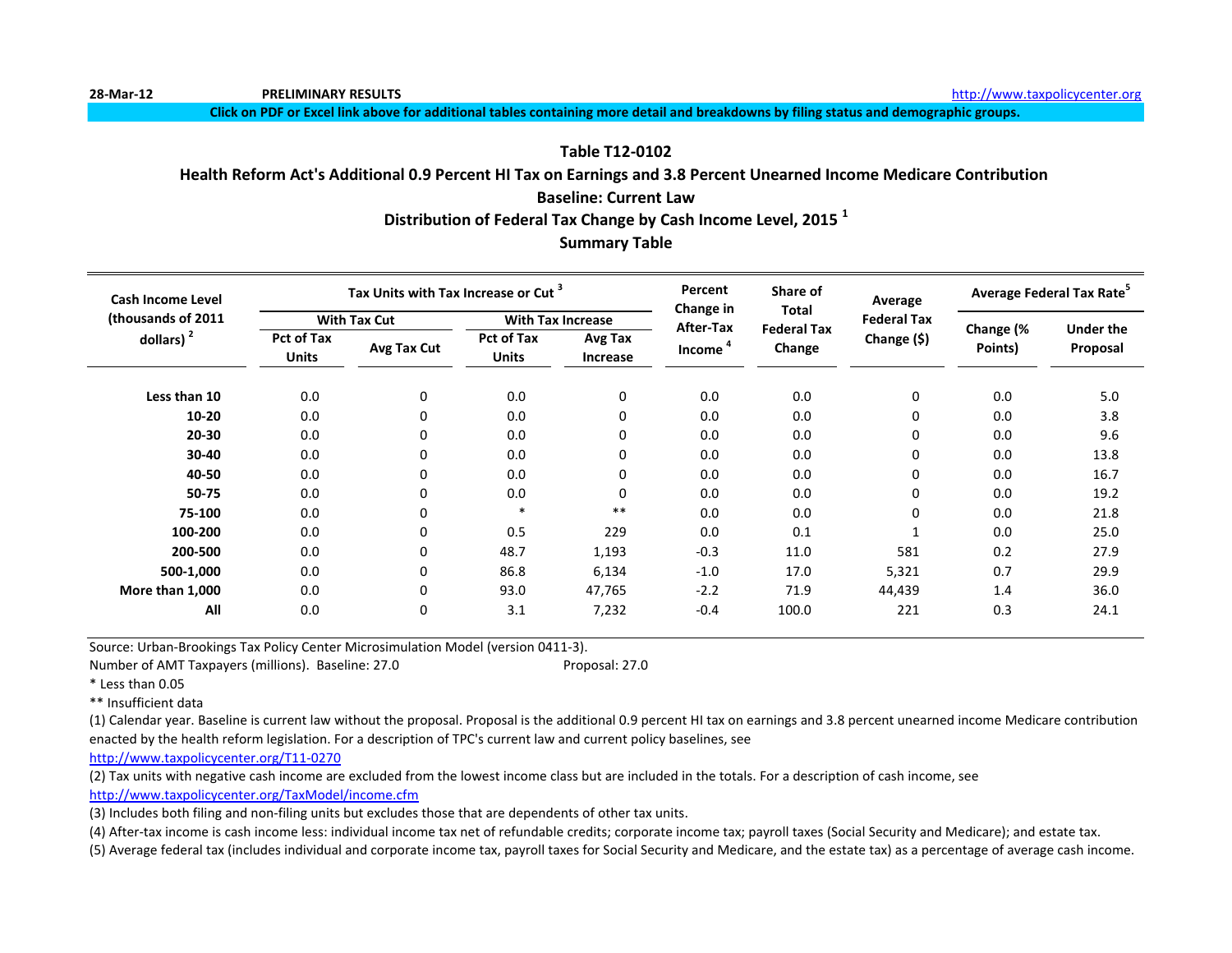28-Mar-12 **PRELIMINARY RESULTS** http://www.taxpolicycenter.org

**Click on PDF or Excel link above for additional tables containing more detail and breakdowns by filing status and demographic groups.**

## Table T12-0102

## Health Reform Act's Additional 0.9 Percent HI Tax on Earnings and 3.8 Percent Unearned Income Medicare Contribution

## Baseline: Current Law

## Distribution of Federal Tax Change by Cash Income Level, 2015 [1]

## Summary Table

| Cash Income Level (thousands of 2011 dollars) [2] | Tax Units with Tax Increase or Cut [3] | | | | Percent Change in After-Tax Income [4] | Share of Total Federal Tax Change | Average Federal Tax Change ($) | Average Federal Tax Rate[5] | |
|---|---|---|---|---|---|---|---|---|---|
| | With Tax Cut | | With Tax Increase | | | | | | |
| | Pct of Tax Units | Avg Tax Cut | Pct of Tax Units | Avg Tax Increase | | | | Change (% Points) | Under the Proposal |
| Less than 10 | 0.0 | 0 | 0.0 | 0 | 0.0 | 0.0 | 0 | 0.0 | 5.0 |
| 10-20 | 0.0 | 0 | 0.0 | 0 | 0.0 | 0.0 | 0 | 0.0 | 3.8 |
| 20-30 | 0.0 | 0 | 0.0 | 0 | 0.0 | 0.0 | 0 | 0.0 | 9.6 |
| 30-40 | 0.0 | 0 | 0.0 | 0 | 0.0 | 0.0 | 0 | 0.0 | 13.8 |
| 40-50 | 0.0 | 0 | 0.0 | 0 | 0.0 | 0.0 | 0 | 0.0 | 16.7 |
| 50-75 | 0.0 | 0 | 0.0 | 0 | 0.0 | 0.0 | 0 | 0.0 | 19.2 |
| 75-100 | 0.0 | 0 | * | ** | 0.0 | 0.0 | 0 | 0.0 | 21.8 |
| 100-200 | 0.0 | 0 | 0.5 | 229 | 0.0 | 0.1 | 1 | 0.0 | 25.0 |
| 200-500 | 0.0 | 0 | 48.7 | 1,193 | -0.3 | 11.0 | 581 | 0.2 | 27.9 |
| 500-1,000 | 0.0 | 0 | 86.8 | 6,134 | -1.0 | 17.0 | 5,321 | 0.7 | 29.9 |
| More than 1,000 | 0.0 | 0 | 93.0 | 47,765 | -2.2 | 71.9 | 44,439 | 1.4 | 36.0 |
| All | 0.0 | 0 | 3.1 | 7,232 | -0.4 | 100.0 | 221 | 0.3 | 24.1 |

Source: Urban-Brookings Tax Policy Center Microsimulation Model (version 0411-3).

Number of AMT Taxpayers (millions). Baseline: 27.0 Proposal: 27.0

* Less than 0.05

** Insufficient data

(1) Calendar year. Baseline is current law without the proposal. Proposal is the additional 0.9 percent HI tax on earnings and 3.8 percent unearned income Medicare contribution enacted by the health reform legislation. For a description of TPC's current law and current policy baselines, see http://www.taxpolicycenter.org/T11-0270

(2) Tax units with negative cash income are excluded from the lowest income class but are included in the totals. For a description of cash income, see http://www.taxpolicycenter.org/TaxModel/income.cfm

(3) Includes both filing and non-filing units but excludes those that are dependents of other tax units.

(4) After-tax income is cash income less: individual income tax net of refundable credits; corporate income tax; payroll taxes (Social Security and Medicare); and estate tax.

(5) Average federal tax (includes individual and corporate income tax, payroll taxes for Social Security and Medicare, and the estate tax) as a percentage of average cash income.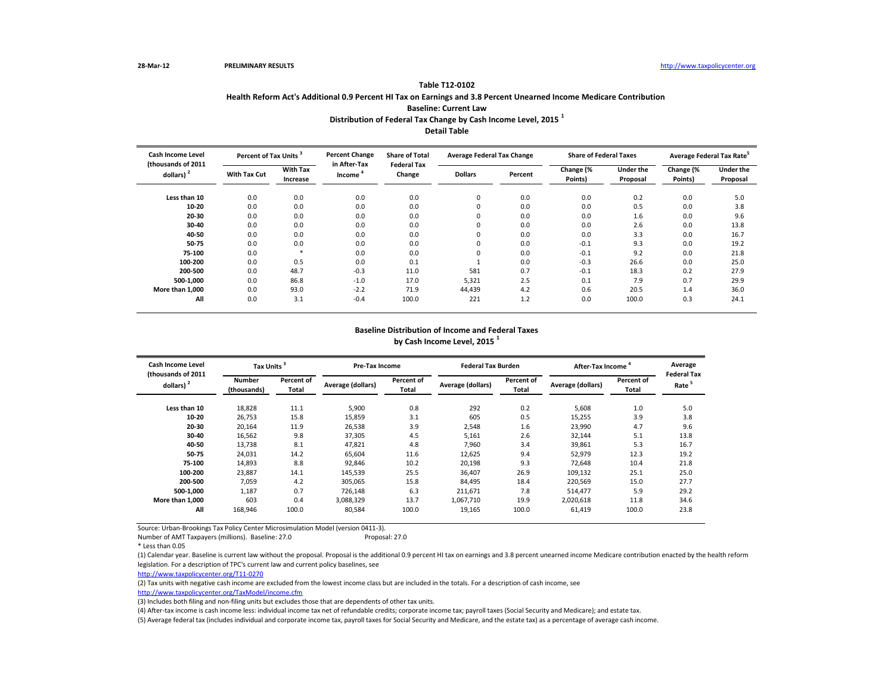28-Mar-12 PRELIMINARY RESULTS http://www.taxpolicycenter.org

### Table T12-0102
### Health Reform Act's Additional 0.9 Percent HI Tax on Earnings and 3.8 Percent Unearned Income Medicare Contribution
### Baseline: Current Law
### Distribution of Federal Tax Change by Cash Income Level, 2015 [1]
### Detail Table

| Cash Income Level (thousands of 2011 dollars) [2] | Percent of Tax Units [3] | | Percent Change in After-Tax Income [4] | Share of Total Federal Tax Change | Average Federal Tax Change | | Share of Federal Taxes | | Average Federal Tax Rate[5] | |
|---|---|---|---|---|---|---|---|---|---|---|
| | With Tax Cut | With Tax Increase | | | Dollars | Percent | Change (% Points) | Under the Proposal | Change (% Points) | Under the Proposal |
| Less than 10 | 0.0 | 0.0 | 0.0 | 0.0 | 0 | 0.0 | 0.0 | 0.2 | 0.0 | 5.0 |
| 10-20 | 0.0 | 0.0 | 0.0 | 0.0 | 0 | 0.0 | 0.0 | 0.5 | 0.0 | 3.8 |
| 20-30 | 0.0 | 0.0 | 0.0 | 0.0 | 0 | 0.0 | 0.0 | 1.6 | 0.0 | 9.6 |
| 30-40 | 0.0 | 0.0 | 0.0 | 0.0 | 0 | 0.0 | 0.0 | 2.6 | 0.0 | 13.8 |
| 40-50 | 0.0 | 0.0 | 0.0 | 0.0 | 0 | 0.0 | 0.0 | 3.3 | 0.0 | 16.7 |
| 50-75 | 0.0 | 0.0 | 0.0 | 0.0 | 0 | 0.0 | -0.1 | 9.3 | 0.0 | 19.2 |
| 75-100 | 0.0 | * | 0.0 | 0.0 | 0 | 0.0 | -0.1 | 9.2 | 0.0 | 21.8 |
| 100-200 | 0.0 | 0.5 | 0.0 | 0.1 | 1 | 0.0 | -0.3 | 26.6 | 0.0 | 25.0 |
| 200-500 | 0.0 | 48.7 | -0.3 | 11.0 | 581 | 0.7 | -0.1 | 18.3 | 0.2 | 27.9 |
| 500-1,000 | 0.0 | 86.8 | -1.0 | 17.0 | 5,321 | 2.5 | 0.1 | 7.9 | 0.7 | 29.9 |
| More than 1,000 | 0.0 | 93.0 | -2.2 | 71.9 | 44,439 | 4.2 | 0.6 | 20.5 | 1.4 | 36.0 |
| All | 0.0 | 3.1 | -0.4 | 100.0 | 221 | 1.2 | 0.0 | 100.0 | 0.3 | 24.1 |

### Baseline Distribution of Income and Federal Taxes by Cash Income Level, 2015 [1]

| Cash Income Level (thousands of 2011 dollars) [2] | Tax Units [3] | | Pre-Tax Income | | Federal Tax Burden | | After-Tax Income [4] | | Average Federal Tax Rate [5] |
|---|---|---|---|---|---|---|---|---|---|
| | Number (thousands) | Percent of Total | Average (dollars) | Percent of Total | Average (dollars) | Percent of Total | Average (dollars) | Percent of Total | |
| Less than 10 | 18,828 | 11.1 | 5,900 | 0.8 | 292 | 0.2 | 5,608 | 1.0 | 5.0 |
| 10-20 | 26,753 | 15.8 | 15,859 | 3.1 | 605 | 0.5 | 15,255 | 3.9 | 3.8 |
| 20-30 | 20,164 | 11.9 | 26,538 | 3.9 | 2,548 | 1.6 | 23,990 | 4.7 | 9.6 |
| 30-40 | 16,562 | 9.8 | 37,305 | 4.5 | 5,161 | 2.6 | 32,144 | 5.1 | 13.8 |
| 40-50 | 13,738 | 8.1 | 47,821 | 4.8 | 7,960 | 3.4 | 39,861 | 5.3 | 16.7 |
| 50-75 | 24,031 | 14.2 | 65,604 | 11.6 | 12,625 | 9.4 | 52,979 | 12.3 | 19.2 |
| 75-100 | 14,893 | 8.8 | 92,846 | 10.2 | 20,198 | 9.3 | 72,648 | 10.4 | 21.8 |
| 100-200 | 23,887 | 14.1 | 145,539 | 25.5 | 36,407 | 26.9 | 109,132 | 25.1 | 25.0 |
| 200-500 | 7,059 | 4.2 | 305,065 | 15.8 | 84,495 | 18.4 | 220,569 | 15.0 | 27.7 |
| 500-1,000 | 1,187 | 0.7 | 726,148 | 6.3 | 211,671 | 7.8 | 514,477 | 5.9 | 29.2 |
| More than 1,000 | 603 | 0.4 | 3,088,329 | 13.7 | 1,067,710 | 19.9 | 2,020,618 | 11.8 | 34.6 |
| All | 168,946 | 100.0 | 80,584 | 100.0 | 19,165 | 100.0 | 61,419 | 100.0 | 23.8 |

Source: Urban-Brookings Tax Policy Center Microsimulation Model (version 0411-3).

Number of AMT Taxpayers (millions). Baseline: 27.0 Proposal: 27.0

* Less than 0.05

(1) Calendar year. Baseline is current law without the proposal. Proposal is the additional 0.9 percent HI tax on earnings and 3.8 percent unearned income Medicare contribution enacted by the health reform legislation. For a description of TPC's current law and current policy baselines, see http://www.taxpolicycenter.org/T11-0270

(2) Tax units with negative cash income are excluded from the lowest income class but are included in the totals. For a description of cash income, see http://www.taxpolicycenter.org/TaxModel/income.cfm

(3) Includes both filing and non-filing units but excludes those that are dependents of other tax units.

(4) After-tax income is cash income less: individual income tax net of refundable credits; corporate income tax; payroll taxes (Social Security and Medicare); and estate tax.

(5) Average federal tax (includes individual and corporate income tax, payroll taxes for Social Security and Medicare, and the estate tax) as a percentage of average cash income.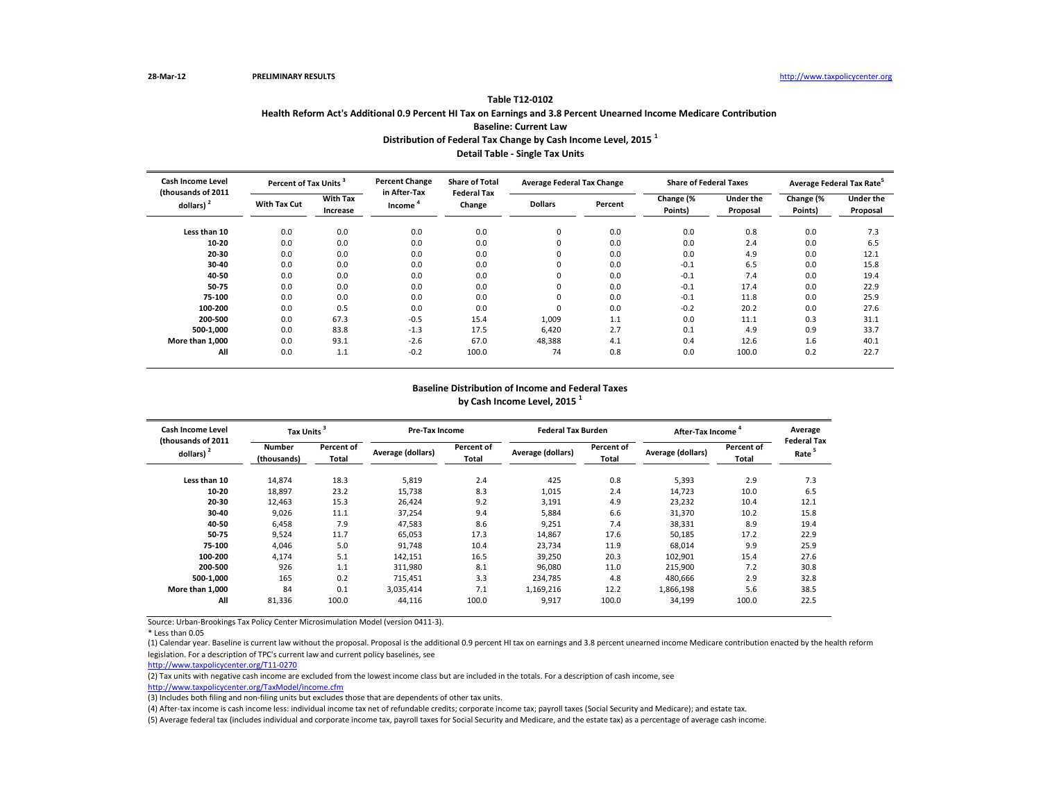28-Mar-12 **PRELIMINARY RESULTS** http://www.taxpolicycenter.org

## Table T12-0102

### Health Reform Act's Additional 0.9 Percent HI Tax on Earnings and 3.8 Percent Unearned Income Medicare Contribution

### Baseline: Current Law

### Distribution of Federal Tax Change by Cash Income Level, 2015 [1]

### Detail Table - Single Tax Units

| Cash Income Level (thousands of 2011 dollars) [2] | Percent of Tax Units [3] | | Percent Change in After-Tax Income [4] | Share of Total Federal Tax Change | Average Federal Tax Change | | Share of Federal Taxes | | Average Federal Tax Rate[5] | |
|---|---|---|---|---|---|---|---|---|---|---|
| | With Tax Cut | With Tax Increase | | | Dollars | Percent | Change (% Points) | Under the Proposal | Change (% Points) | Under the Proposal |
| Less than 10 | 0.0 | 0.0 | 0.0 | 0.0 | 0 | 0.0 | 0.0 | 0.8 | 0.0 | 7.3 |
| 10-20 | 0.0 | 0.0 | 0.0 | 0.0 | 0 | 0.0 | 0.0 | 2.4 | 0.0 | 6.5 |
| 20-30 | 0.0 | 0.0 | 0.0 | 0.0 | 0 | 0.0 | 0.0 | 4.9 | 0.0 | 12.1 |
| 30-40 | 0.0 | 0.0 | 0.0 | 0.0 | 0 | 0.0 | -0.1 | 6.5 | 0.0 | 15.8 |
| 40-50 | 0.0 | 0.0 | 0.0 | 0.0 | 0 | 0.0 | -0.1 | 7.4 | 0.0 | 19.4 |
| 50-75 | 0.0 | 0.0 | 0.0 | 0.0 | 0 | 0.0 | -0.1 | 17.4 | 0.0 | 22.9 |
| 75-100 | 0.0 | 0.0 | 0.0 | 0.0 | 0 | 0.0 | -0.1 | 11.8 | 0.0 | 25.9 |
| 100-200 | 0.0 | 0.5 | 0.0 | 0.0 | 0 | 0.0 | -0.2 | 20.2 | 0.0 | 27.6 |
| 200-500 | 0.0 | 67.3 | -0.5 | 15.4 | 1,009 | 1.1 | 0.0 | 11.1 | 0.3 | 31.1 |
| 500-1,000 | 0.0 | 83.8 | -1.3 | 17.5 | 6,420 | 2.7 | 0.1 | 4.9 | 0.9 | 33.7 |
| More than 1,000 | 0.0 | 93.1 | -2.6 | 67.0 | 48,388 | 4.1 | 0.4 | 12.6 | 1.6 | 40.1 |
| All | 0.0 | 1.1 | -0.2 | 100.0 | 74 | 0.8 | 0.0 | 100.0 | 0.2 | 22.7 |

### Baseline Distribution of Income and Federal Taxes by Cash Income Level, 2015 [1]

| Cash Income Level (thousands of 2011 dollars) [2] | Tax Units [3] | | Pre-Tax Income | | Federal Tax Burden | | After-Tax Income [4] | | Average Federal Tax Rate [5] |
|---|---|---|---|---|---|---|---|---|---|
| | Number (thousands) | Percent of Total | Average (dollars) | Percent of Total | Average (dollars) | Percent of Total | Average (dollars) | Percent of Total | |
| Less than 10 | 14,874 | 18.3 | 5,819 | 2.4 | 425 | 0.8 | 5,393 | 2.9 | 7.3 |
| 10-20 | 18,897 | 23.2 | 15,738 | 8.3 | 1,015 | 2.4 | 14,723 | 10.0 | 6.5 |
| 20-30 | 12,463 | 15.3 | 26,424 | 9.2 | 3,191 | 4.9 | 23,232 | 10.4 | 12.1 |
| 30-40 | 9,026 | 11.1 | 37,254 | 9.4 | 5,884 | 6.6 | 31,370 | 10.2 | 15.8 |
| 40-50 | 6,458 | 7.9 | 47,583 | 8.6 | 9,251 | 7.4 | 38,331 | 8.9 | 19.4 |
| 50-75 | 9,524 | 11.7 | 65,053 | 17.3 | 14,867 | 17.6 | 50,185 | 17.2 | 22.9 |
| 75-100 | 4,046 | 5.0 | 91,748 | 10.4 | 23,734 | 11.9 | 68,014 | 9.9 | 25.9 |
| 100-200 | 4,174 | 5.1 | 142,151 | 16.5 | 39,250 | 20.3 | 102,901 | 15.4 | 27.6 |
| 200-500 | 926 | 1.1 | 311,980 | 8.1 | 96,080 | 11.0 | 215,900 | 7.2 | 30.8 |
| 500-1,000 | 165 | 0.2 | 715,451 | 3.3 | 234,785 | 4.8 | 480,666 | 2.9 | 32.8 |
| More than 1,000 | 84 | 0.1 | 3,035,414 | 7.1 | 1,169,216 | 12.2 | 1,866,198 | 5.6 | 38.5 |
| All | 81,336 | 100.0 | 44,116 | 100.0 | 9,917 | 100.0 | 34,199 | 100.0 | 22.5 |

Source: Urban-Brookings Tax Policy Center Microsimulation Model (version 0411-3).

* Less than 0.05

(1) Calendar year. Baseline is current law without the proposal. Proposal is the additional 0.9 percent HI tax on earnings and 3.8 percent unearned income Medicare contribution enacted by the health reform legislation. For a description of TPC's current law and current policy baselines, see http://www.taxpolicycenter.org/T11-0270

(2) Tax units with negative cash income are excluded from the lowest income class but are included in the totals. For a description of cash income, see http://www.taxpolicycenter.org/TaxModel/income.cfm

(3) Includes both filing and non-filing units but excludes those that are dependents of other tax units.

(4) After-tax income is cash income less: individual income tax net of refundable credits; corporate income tax; payroll taxes (Social Security and Medicare); and estate tax.

(5) Average federal tax (includes individual and corporate income tax, payroll taxes for Social Security and Medicare, and the estate tax) as a percentage of average cash income.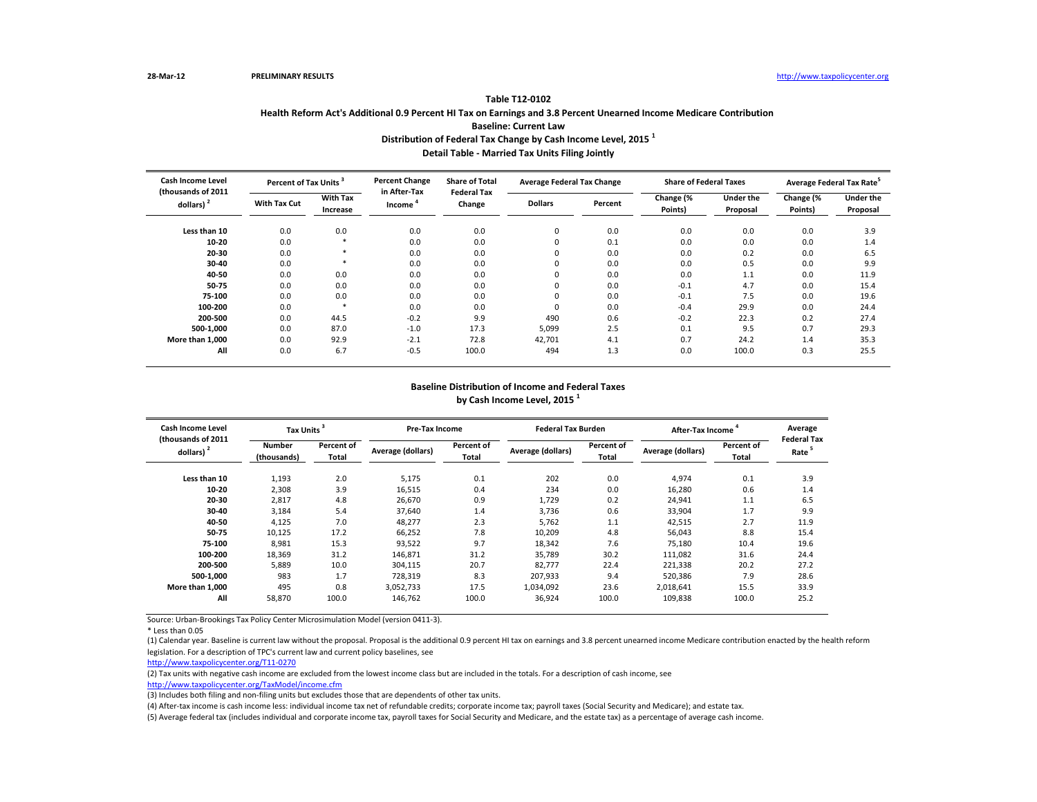28-Mar-12 **PRELIMINARY RESULTS** http://www.taxpolicycenter.org

### Table T12-0102

### Health Reform Act's Additional 0.9 Percent HI Tax on Earnings and 3.8 Percent Unearned Income Medicare Contribution

### Baseline: Current Law

### Distribution of Federal Tax Change by Cash Income Level, 2015 [1]

### Detail Table - Married Tax Units Filing Jointly

| Cash Income Level (thousands of 2011 dollars) [2] | Percent of Tax Units [3] | | Percent Change in After-Tax Income [4] | Share of Total Federal Tax Change | Average Federal Tax Change | | Share of Federal Taxes | | Average Federal Tax Rate[5] | |
|---|---|---|---|---|---|---|---|---|---|---|
| | With Tax Cut | With Tax Increase | | | Dollars | Percent | Change (% Points) | Under the Proposal | Change (% Points) | Under the Proposal |
| Less than 10 | 0.0 | 0.0 | 0.0 | 0.0 | 0 | 0.0 | 0.0 | 0.0 | 0.0 | 3.9 |
| 10-20 | 0.0 | * | 0.0 | 0.0 | 0 | 0.1 | 0.0 | 0.0 | 0.0 | 1.4 |
| 20-30 | 0.0 | * | 0.0 | 0.0 | 0 | 0.0 | 0.0 | 0.2 | 0.0 | 6.5 |
| 30-40 | 0.0 | * | 0.0 | 0.0 | 0 | 0.0 | 0.0 | 0.5 | 0.0 | 9.9 |
| 40-50 | 0.0 | 0.0 | 0.0 | 0.0 | 0 | 0.0 | 0.0 | 1.1 | 0.0 | 11.9 |
| 50-75 | 0.0 | 0.0 | 0.0 | 0.0 | 0 | 0.0 | -0.1 | 4.7 | 0.0 | 15.4 |
| 75-100 | 0.0 | 0.0 | 0.0 | 0.0 | 0 | 0.0 | -0.1 | 7.5 | 0.0 | 19.6 |
| 100-200 | 0.0 | * | 0.0 | 0.0 | 0 | 0.0 | -0.4 | 29.9 | 0.0 | 24.4 |
| 200-500 | 0.0 | 44.5 | -0.2 | 9.9 | 490 | 0.6 | -0.2 | 22.3 | 0.2 | 27.4 |
| 500-1,000 | 0.0 | 87.0 | -1.0 | 17.3 | 5,099 | 2.5 | 0.1 | 9.5 | 0.7 | 29.3 |
| More than 1,000 | 0.0 | 92.9 | -2.1 | 72.8 | 42,701 | 4.1 | 0.7 | 24.2 | 1.4 | 35.3 |
| All | 0.0 | 6.7 | -0.5 | 100.0 | 494 | 1.3 | 0.0 | 100.0 | 0.3 | 25.5 |

### Baseline Distribution of Income and Federal Taxes by Cash Income Level, 2015 [1]

| Cash Income Level (thousands of 2011 dollars) [2] | Tax Units [3] | | Pre-Tax Income | | Federal Tax Burden | | After-Tax Income [4] | | Average Federal Tax Rate [5] |
|---|---|---|---|---|---|---|---|---|---|
| | Number (thousands) | Percent of Total | Average (dollars) | Percent of Total | Average (dollars) | Percent of Total | Average (dollars) | Percent of Total | |
| Less than 10 | 1,193 | 2.0 | 5,175 | 0.1 | 202 | 0.0 | 4,974 | 0.1 | 3.9 |
| 10-20 | 2,308 | 3.9 | 16,515 | 0.4 | 234 | 0.0 | 16,280 | 0.6 | 1.4 |
| 20-30 | 2,817 | 4.8 | 26,670 | 0.9 | 1,729 | 0.2 | 24,941 | 1.1 | 6.5 |
| 30-40 | 3,184 | 5.4 | 37,640 | 1.4 | 3,736 | 0.6 | 33,904 | 1.7 | 9.9 |
| 40-50 | 4,125 | 7.0 | 48,277 | 2.3 | 5,762 | 1.1 | 42,515 | 2.7 | 11.9 |
| 50-75 | 10,125 | 17.2 | 66,252 | 7.8 | 10,209 | 4.8 | 56,043 | 8.8 | 15.4 |
| 75-100 | 8,981 | 15.3 | 93,522 | 9.7 | 18,342 | 7.6 | 75,180 | 10.4 | 19.6 |
| 100-200 | 18,369 | 31.2 | 146,871 | 31.2 | 35,789 | 30.2 | 111,082 | 31.6 | 24.4 |
| 200-500 | 5,889 | 10.0 | 304,115 | 20.7 | 82,777 | 22.4 | 221,338 | 20.2 | 27.2 |
| 500-1,000 | 983 | 1.7 | 728,319 | 8.3 | 207,933 | 9.4 | 520,386 | 7.9 | 28.6 |
| More than 1,000 | 495 | 0.8 | 3,052,733 | 17.5 | 1,034,092 | 23.6 | 2,018,641 | 15.5 | 33.9 |
| All | 58,870 | 100.0 | 146,762 | 100.0 | 36,924 | 100.0 | 109,838 | 100.0 | 25.2 |

Source: Urban-Brookings Tax Policy Center Microsimulation Model (version 0411-3).

* Less than 0.05

(1) Calendar year. Baseline is current law without the proposal. Proposal is the additional 0.9 percent HI tax on earnings and 3.8 percent unearned income Medicare contribution enacted by the health reform legislation. For a description of TPC's current law and current policy baselines, see http://www.taxpolicycenter.org/T11-0270

(2) Tax units with negative cash income are excluded from the lowest income class but are included in the totals. For a description of cash income, see http://www.taxpolicycenter.org/TaxModel/income.cfm

(3) Includes both filing and non-filing units but excludes those that are dependents of other tax units.

(4) After-tax income is cash income less: individual income tax net of refundable credits; corporate income tax; payroll taxes (Social Security and Medicare); and estate tax.

(5) Average federal tax (includes individual and corporate income tax, payroll taxes for Social Security and Medicare, and the estate tax) as a percentage of average cash income.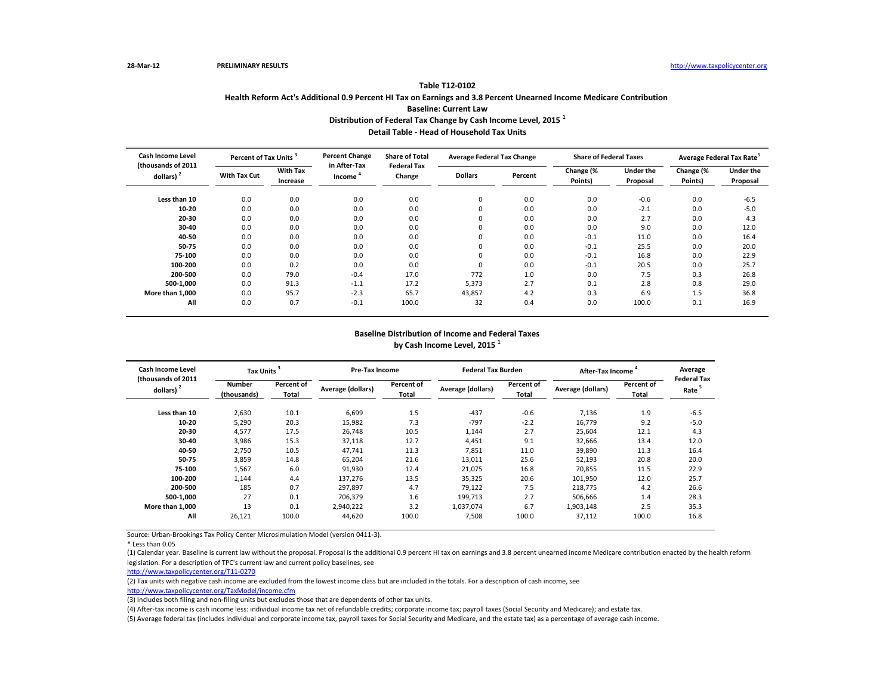28-Mar-12 **PRELIMINARY RESULTS** http://www.taxpolicycenter.org

### Table T12-0102
### Health Reform Act's Additional 0.9 Percent HI Tax on Earnings and 3.8 Percent Unearned Income Medicare Contribution
### Baseline: Current Law
### Distribution of Federal Tax Change by Cash Income Level, 2015 [1]
### Detail Table - Head of Household Tax Units

| Cash Income Level (thousands of 2011 dollars) [2] | Percent of Tax Units [3] | | Percent Change in After-Tax Income [4] | Share of Total Federal Tax Change | Average Federal Tax Change | | Share of Federal Taxes | | Average Federal Tax Rate[5] | |
|---|---|---|---|---|---|---|---|---|---|---|
| | With Tax Cut | With Tax Increase | | | Dollars | Percent | Change (% Points) | Under the Proposal | Change (% Points) | Under the Proposal |
| Less than 10 | 0.0 | 0.0 | 0.0 | 0.0 | 0 | 0.0 | 0.0 | -0.6 | 0.0 | -6.5 |
| 10-20 | 0.0 | 0.0 | 0.0 | 0.0 | 0 | 0.0 | 0.0 | -2.1 | 0.0 | -5.0 |
| 20-30 | 0.0 | 0.0 | 0.0 | 0.0 | 0 | 0.0 | 0.0 | 2.7 | 0.0 | 4.3 |
| 30-40 | 0.0 | 0.0 | 0.0 | 0.0 | 0 | 0.0 | 0.0 | 9.0 | 0.0 | 12.0 |
| 40-50 | 0.0 | 0.0 | 0.0 | 0.0 | 0 | 0.0 | -0.1 | 11.0 | 0.0 | 16.4 |
| 50-75 | 0.0 | 0.0 | 0.0 | 0.0 | 0 | 0.0 | -0.1 | 25.5 | 0.0 | 20.0 |
| 75-100 | 0.0 | 0.0 | 0.0 | 0.0 | 0 | 0.0 | -0.1 | 16.8 | 0.0 | 22.9 |
| 100-200 | 0.0 | 0.2 | 0.0 | 0.0 | 0 | 0.0 | -0.1 | 20.5 | 0.0 | 25.7 |
| 200-500 | 0.0 | 79.0 | -0.4 | 17.0 | 772 | 1.0 | 0.0 | 7.5 | 0.3 | 26.8 |
| 500-1,000 | 0.0 | 91.3 | -1.1 | 17.2 | 5,373 | 2.7 | 0.1 | 2.8 | 0.8 | 29.0 |
| More than 1,000 | 0.0 | 95.7 | -2.3 | 65.7 | 43,857 | 4.2 | 0.3 | 6.9 | 1.5 | 36.8 |
| All | 0.0 | 0.7 | -0.1 | 100.0 | 32 | 0.4 | 0.0 | 100.0 | 0.1 | 16.9 |

### Baseline Distribution of Income and Federal Taxes by Cash Income Level, 2015 [1]

| Cash Income Level (thousands of 2011 dollars) [2] | Tax Units [3] | | Pre-Tax Income | | Federal Tax Burden | | After-Tax Income [4] | | Average Federal Tax Rate [5] |
|---|---|---|---|---|---|---|---|---|---|
| | Number (thousands) | Percent of Total | Average (dollars) | Percent of Total | Average (dollars) | Percent of Total | Average (dollars) | Percent of Total | |
| Less than 10 | 2,630 | 10.1 | 6,699 | 1.5 | -437 | -0.6 | 7,136 | 1.9 | -6.5 |
| 10-20 | 5,290 | 20.3 | 15,982 | 7.3 | -797 | -2.2 | 16,779 | 9.2 | -5.0 |
| 20-30 | 4,577 | 17.5 | 26,748 | 10.5 | 1,144 | 2.7 | 25,604 | 12.1 | 4.3 |
| 30-40 | 3,986 | 15.3 | 37,118 | 12.7 | 4,451 | 9.1 | 32,666 | 13.4 | 12.0 |
| 40-50 | 2,750 | 10.5 | 47,741 | 11.3 | 7,851 | 11.0 | 39,890 | 11.3 | 16.4 |
| 50-75 | 3,859 | 14.8 | 65,204 | 21.6 | 13,011 | 25.6 | 52,193 | 20.8 | 20.0 |
| 75-100 | 1,567 | 6.0 | 91,930 | 12.4 | 21,075 | 16.8 | 70,855 | 11.5 | 22.9 |
| 100-200 | 1,144 | 4.4 | 137,276 | 13.5 | 35,325 | 20.6 | 101,950 | 12.0 | 25.7 |
| 200-500 | 185 | 0.7 | 297,897 | 4.7 | 79,122 | 7.5 | 218,775 | 4.2 | 26.6 |
| 500-1,000 | 27 | 0.1 | 706,379 | 1.6 | 199,713 | 2.7 | 506,666 | 1.4 | 28.3 |
| More than 1,000 | 13 | 0.1 | 2,940,222 | 3.2 | 1,037,074 | 6.7 | 1,903,148 | 2.5 | 35.3 |
| All | 26,121 | 100.0 | 44,620 | 100.0 | 7,508 | 100.0 | 37,112 | 100.0 | 16.8 |

Source: Urban-Brookings Tax Policy Center Microsimulation Model (version 0411-3).

* Less than 0.05

(1) Calendar year. Baseline is current law without the proposal. Proposal is the additional 0.9 percent HI tax on earnings and 3.8 percent unearned income Medicare contribution enacted by the health reform legislation. For a description of TPC's current law and current policy baselines, see http://www.taxpolicycenter.org/T11-0270

(2) Tax units with negative cash income are excluded from the lowest income class but are included in the totals. For a description of cash income, see http://www.taxpolicycenter.org/TaxModel/income.cfm

(3) Includes both filing and non-filing units but excludes those that are dependents of other tax units.

(4) After-tax income is cash income less: individual income tax net of refundable credits; corporate income tax; payroll taxes (Social Security and Medicare); and estate tax.

(5) Average federal tax (includes individual and corporate income tax, payroll taxes for Social Security and Medicare, and the estate tax) as a percentage of average cash income.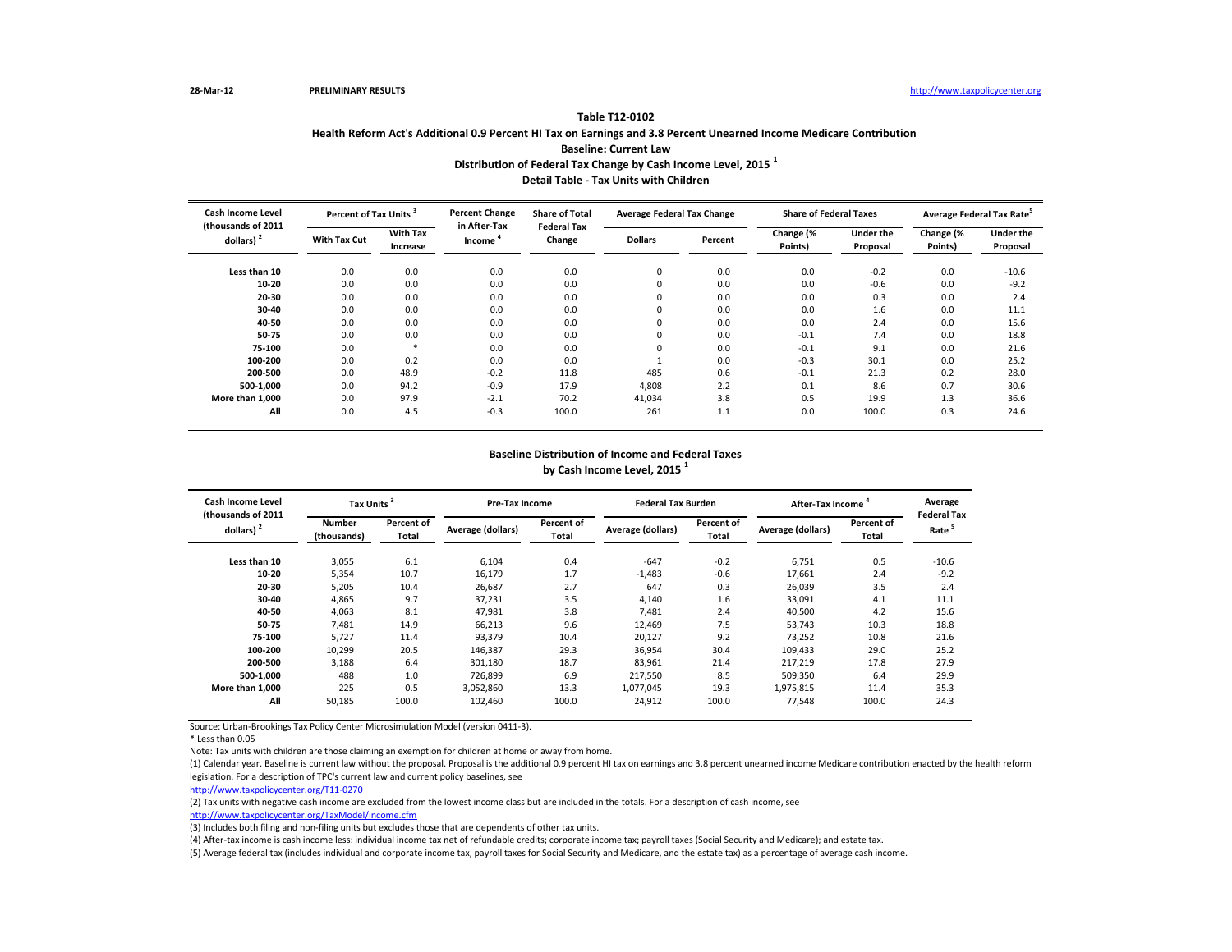28-Mar-12 **PRELIMINARY RESULTS** http://www.taxpolicycenter.org

### Table T12-0102
### Health Reform Act's Additional 0.9 Percent HI Tax on Earnings and 3.8 Percent Unearned Income Medicare Contribution
### Baseline: Current Law
### Distribution of Federal Tax Change by Cash Income Level, 2015 [1]
### Detail Table - Tax Units with Children

| Cash Income Level (thousands of 2011 dollars) [2] | Percent of Tax Units [3] | | Percent Change in After-Tax Income [4] | Share of Total Federal Tax Change | Average Federal Tax Change | | Share of Federal Taxes | | Average Federal Tax Rate [5] | |
|---|---|---|---|---|---|---|---|---|---|---|
| | With Tax Cut | With Tax Increase | | | Dollars | Percent | Change (% Points) | Under the Proposal | Change (% Points) | Under the Proposal |
| Less than 10 | 0.0 | 0.0 | 0.0 | 0.0 | 0 | 0.0 | 0.0 | -0.2 | 0.0 | -10.6 |
| 10-20 | 0.0 | 0.0 | 0.0 | 0.0 | 0 | 0.0 | 0.0 | -0.6 | 0.0 | -9.2 |
| 20-30 | 0.0 | 0.0 | 0.0 | 0.0 | 0 | 0.0 | 0.0 | 0.3 | 0.0 | 2.4 |
| 30-40 | 0.0 | 0.0 | 0.0 | 0.0 | 0 | 0.0 | 0.0 | 1.6 | 0.0 | 11.1 |
| 40-50 | 0.0 | 0.0 | 0.0 | 0.0 | 0 | 0.0 | 0.0 | 2.4 | 0.0 | 15.6 |
| 50-75 | 0.0 | 0.0 | 0.0 | 0.0 | 0 | 0.0 | -0.1 | 7.4 | 0.0 | 18.8 |
| 75-100 | 0.0 | * | 0.0 | 0.0 | 0 | 0.0 | -0.1 | 9.1 | 0.0 | 21.6 |
| 100-200 | 0.0 | 0.2 | 0.0 | 0.0 | 1 | 0.0 | -0.3 | 30.1 | 0.0 | 25.2 |
| 200-500 | 0.0 | 48.9 | -0.2 | 11.8 | 485 | 0.6 | -0.1 | 21.3 | 0.2 | 28.0 |
| 500-1,000 | 0.0 | 94.2 | -0.9 | 17.9 | 4,808 | 2.2 | 0.1 | 8.6 | 0.7 | 30.6 |
| More than 1,000 | 0.0 | 97.9 | -2.1 | 70.2 | 41,034 | 3.8 | 0.5 | 19.9 | 1.3 | 36.6 |
| All | 0.0 | 4.5 | -0.3 | 100.0 | 261 | 1.1 | 0.0 | 100.0 | 0.3 | 24.6 |

### Baseline Distribution of Income and Federal Taxes
### by Cash Income Level, 2015 [1]

| Cash Income Level (thousands of 2011 dollars) [2] | Tax Units [3] | | Pre-Tax Income | | Federal Tax Burden | | After-Tax Income [4] | | Average Federal Tax Rate [5] |
|---|---|---|---|---|---|---|---|---|---|
| | Number (thousands) | Percent of Total | Average (dollars) | Percent of Total | Average (dollars) | Percent of Total | Average (dollars) | Percent of Total | |
| Less than 10 | 3,055 | 6.1 | 6,104 | 0.4 | -647 | -0.2 | 6,751 | 0.5 | -10.6 |
| 10-20 | 5,354 | 10.7 | 16,179 | 1.7 | -1,483 | -0.6 | 17,661 | 2.4 | -9.2 |
| 20-30 | 5,205 | 10.4 | 26,687 | 2.7 | 647 | 0.3 | 26,039 | 3.5 | 2.4 |
| 30-40 | 4,865 | 9.7 | 37,231 | 3.5 | 4,140 | 1.6 | 33,091 | 4.1 | 11.1 |
| 40-50 | 4,063 | 8.1 | 47,981 | 3.8 | 7,481 | 2.4 | 40,500 | 4.2 | 15.6 |
| 50-75 | 7,481 | 14.9 | 66,213 | 9.6 | 12,469 | 7.5 | 53,743 | 10.3 | 18.8 |
| 75-100 | 5,727 | 11.4 | 93,379 | 10.4 | 20,127 | 9.2 | 73,252 | 10.8 | 21.6 |
| 100-200 | 10,299 | 20.5 | 146,387 | 29.3 | 36,954 | 30.4 | 109,433 | 29.0 | 25.2 |
| 200-500 | 3,188 | 6.4 | 301,180 | 18.7 | 83,961 | 21.4 | 217,219 | 17.8 | 27.9 |
| 500-1,000 | 488 | 1.0 | 726,899 | 6.9 | 217,550 | 8.5 | 509,350 | 6.4 | 29.9 |
| More than 1,000 | 225 | 0.5 | 3,052,860 | 13.3 | 1,077,045 | 19.3 | 1,975,815 | 11.4 | 35.3 |
| All | 50,185 | 100.0 | 102,460 | 100.0 | 24,912 | 100.0 | 77,548 | 100.0 | 24.3 |

Source: Urban-Brookings Tax Policy Center Microsimulation Model (version 0411-3).

* Less than 0.05

Note: Tax units with children are those claiming an exemption for children at home or away from home.

(1) Calendar year. Baseline is current law without the proposal. Proposal is the additional 0.9 percent HI tax on earnings and 3.8 percent unearned income Medicare contribution enacted by the health reform legislation. For a description of TPC's current law and current policy baselines, see http://www.taxpolicycenter.org/T11-0270

(2) Tax units with negative cash income are excluded from the lowest income class but are included in the totals. For a description of cash income, see http://www.taxpolicycenter.org/TaxModel/income.cfm

(3) Includes both filing and non-filing units but excludes those that are dependents of other tax units.

(4) After-tax income is cash income less: individual income tax net of refundable credits; corporate income tax; payroll taxes (Social Security and Medicare); and estate tax.

(5) Average federal tax (includes individual and corporate income tax, payroll taxes for Social Security and Medicare, and the estate tax) as a percentage of average cash income.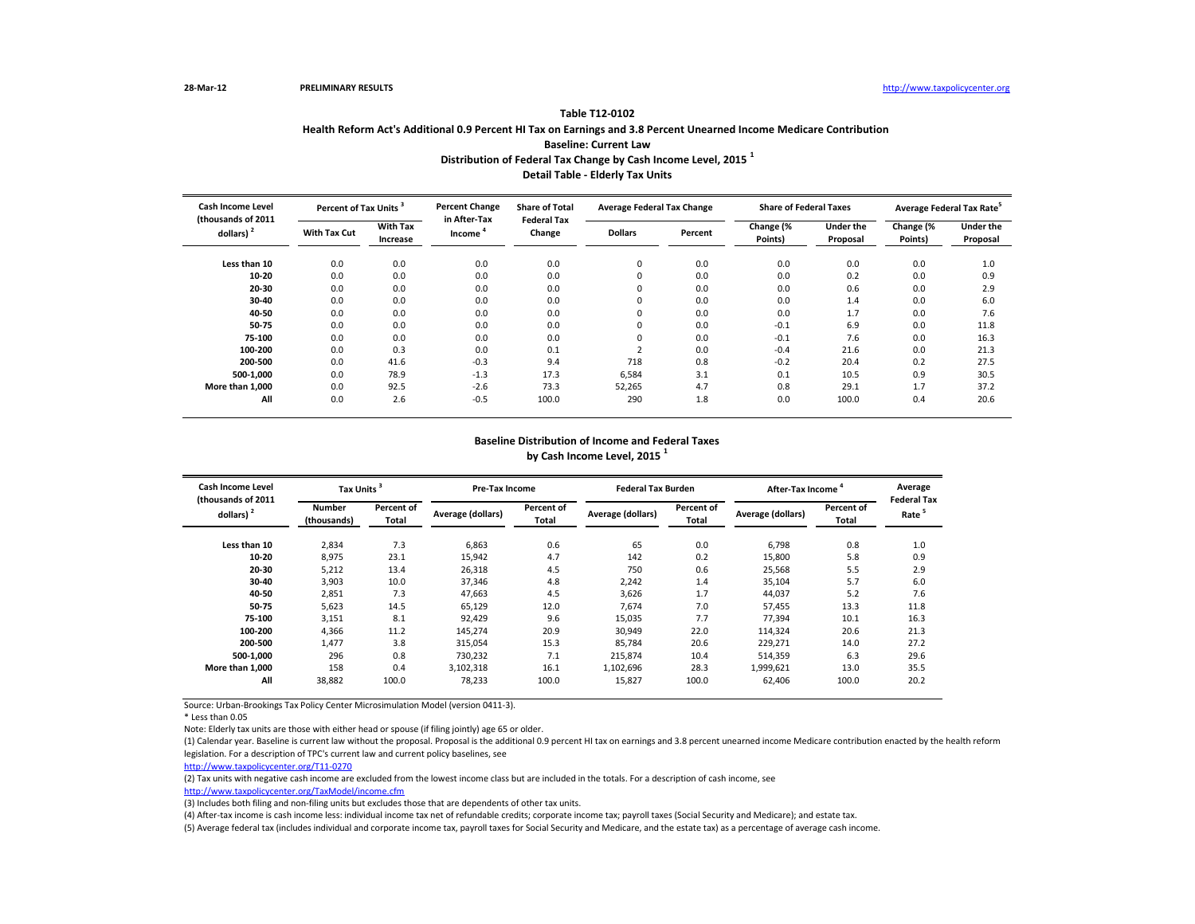28-Mar-12 PRELIMINARY RESULTS http://www.taxpolicycenter.org

**Table T12-0102**

**Health Reform Act's Additional 0.9 Percent HI Tax on Earnings and 3.8 Percent Unearned Income Medicare Contribution**

**Baseline: Current Law**

**Distribution of Federal Tax Change by Cash Income Level, 2015 [1]**

**Detail Table - Elderly Tax Units**

| Cash Income Level (thousands of 2011 dollars) [2] | Percent of Tax Units [3] | | Percent Change in After-Tax Income [4] | Share of Total Federal Tax Change | Average Federal Tax Change | | Share of Federal Taxes | | Average Federal Tax Rate [5] | |
|---|---|---|---|---|---|---|---|---|---|---|
| | With Tax Cut | With Tax Increase | | | Dollars | Percent | Change (% Points) | Under the Proposal | Change (% Points) | Under the Proposal |
| Less than 10 | 0.0 | 0.0 | 0.0 | 0.0 | 0 | 0.0 | 0.0 | 0.0 | 0.0 | 1.0 |
| 10-20 | 0.0 | 0.0 | 0.0 | 0.0 | 0 | 0.0 | 0.0 | 0.2 | 0.0 | 0.9 |
| 20-30 | 0.0 | 0.0 | 0.0 | 0.0 | 0 | 0.0 | 0.0 | 0.6 | 0.0 | 2.9 |
| 30-40 | 0.0 | 0.0 | 0.0 | 0.0 | 0 | 0.0 | 0.0 | 1.4 | 0.0 | 6.0 |
| 40-50 | 0.0 | 0.0 | 0.0 | 0.0 | 0 | 0.0 | 0.0 | 1.7 | 0.0 | 7.6 |
| 50-75 | 0.0 | 0.0 | 0.0 | 0.0 | 0 | 0.0 | -0.1 | 6.9 | 0.0 | 11.8 |
| 75-100 | 0.0 | 0.0 | 0.0 | 0.0 | 0 | 0.0 | -0.1 | 7.6 | 0.0 | 16.3 |
| 100-200 | 0.0 | 0.3 | 0.0 | 0.1 | 2 | 0.0 | -0.4 | 21.6 | 0.0 | 21.3 |
| 200-500 | 0.0 | 41.6 | -0.3 | 9.4 | 718 | 0.8 | -0.2 | 20.4 | 0.2 | 27.5 |
| 500-1,000 | 0.0 | 78.9 | -1.3 | 17.3 | 6,584 | 3.1 | 0.1 | 10.5 | 0.9 | 30.5 |
| More than 1,000 | 0.0 | 92.5 | -2.6 | 73.3 | 52,265 | 4.7 | 0.8 | 29.1 | 1.7 | 37.2 |
| All | 0.0 | 2.6 | -0.5 | 100.0 | 290 | 1.8 | 0.0 | 100.0 | 0.4 | 20.6 |

**Baseline Distribution of Income and Federal Taxes by Cash Income Level, 2015 [1]**

| Cash Income Level (thousands of 2011 dollars) [2] | Tax Units [3] | | Pre-Tax Income | | Federal Tax Burden | | After-Tax Income [4] | | Average Federal Tax Rate [5] |
|---|---|---|---|---|---|---|---|---|---|
| | Number (thousands) | Percent of Total | Average (dollars) | Percent of Total | Average (dollars) | Percent of Total | Average (dollars) | Percent of Total | |
| Less than 10 | 2,834 | 7.3 | 6,863 | 0.6 | 65 | 0.0 | 6,798 | 0.8 | 1.0 |
| 10-20 | 8,975 | 23.1 | 15,942 | 4.7 | 142 | 0.2 | 15,800 | 5.8 | 0.9 |
| 20-30 | 5,212 | 13.4 | 26,318 | 4.5 | 750 | 0.6 | 25,568 | 5.5 | 2.9 |
| 30-40 | 3,903 | 10.0 | 37,346 | 4.8 | 2,242 | 1.4 | 35,104 | 5.7 | 6.0 |
| 40-50 | 2,851 | 7.3 | 47,663 | 4.5 | 3,626 | 1.7 | 44,037 | 5.2 | 7.6 |
| 50-75 | 5,623 | 14.5 | 65,129 | 12.0 | 7,674 | 7.0 | 57,455 | 13.3 | 11.8 |
| 75-100 | 3,151 | 8.1 | 92,429 | 9.6 | 15,035 | 7.7 | 77,394 | 10.1 | 16.3 |
| 100-200 | 4,366 | 11.2 | 145,274 | 20.9 | 30,949 | 22.0 | 114,324 | 20.6 | 21.3 |
| 200-500 | 1,477 | 3.8 | 315,054 | 15.3 | 85,784 | 20.6 | 229,271 | 14.0 | 27.2 |
| 500-1,000 | 296 | 0.8 | 730,232 | 7.1 | 215,874 | 10.4 | 514,359 | 6.3 | 29.6 |
| More than 1,000 | 158 | 0.4 | 3,102,318 | 16.1 | 1,102,696 | 28.3 | 1,999,621 | 13.0 | 35.5 |
| All | 38,882 | 100.0 | 78,233 | 100.0 | 15,827 | 100.0 | 62,406 | 100.0 | 20.2 |

Source: Urban-Brookings Tax Policy Center Microsimulation Model (version 0411-3).

* Less than 0.05

Note: Elderly tax units are those with either head or spouse (if filing jointly) age 65 or older.

(1) Calendar year. Baseline is current law without the proposal. Proposal is the additional 0.9 percent HI tax on earnings and 3.8 percent unearned income Medicare contribution enacted by the health reform legislation. For a description of TPC's current law and current policy baselines, see http://www.taxpolicycenter.org/T11-0270

(2) Tax units with negative cash income are excluded from the lowest income class but are included in the totals. For a description of cash income, see http://www.taxpolicycenter.org/TaxModel/income.cfm

(3) Includes both filing and non-filing units but excludes those that are dependents of other tax units.

(4) After-tax income is cash income less: individual income tax net of refundable credits; corporate income tax; payroll taxes (Social Security and Medicare); and estate tax.

(5) Average federal tax (includes individual and corporate income tax, payroll taxes for Social Security and Medicare, and the estate tax) as a percentage of average cash income.